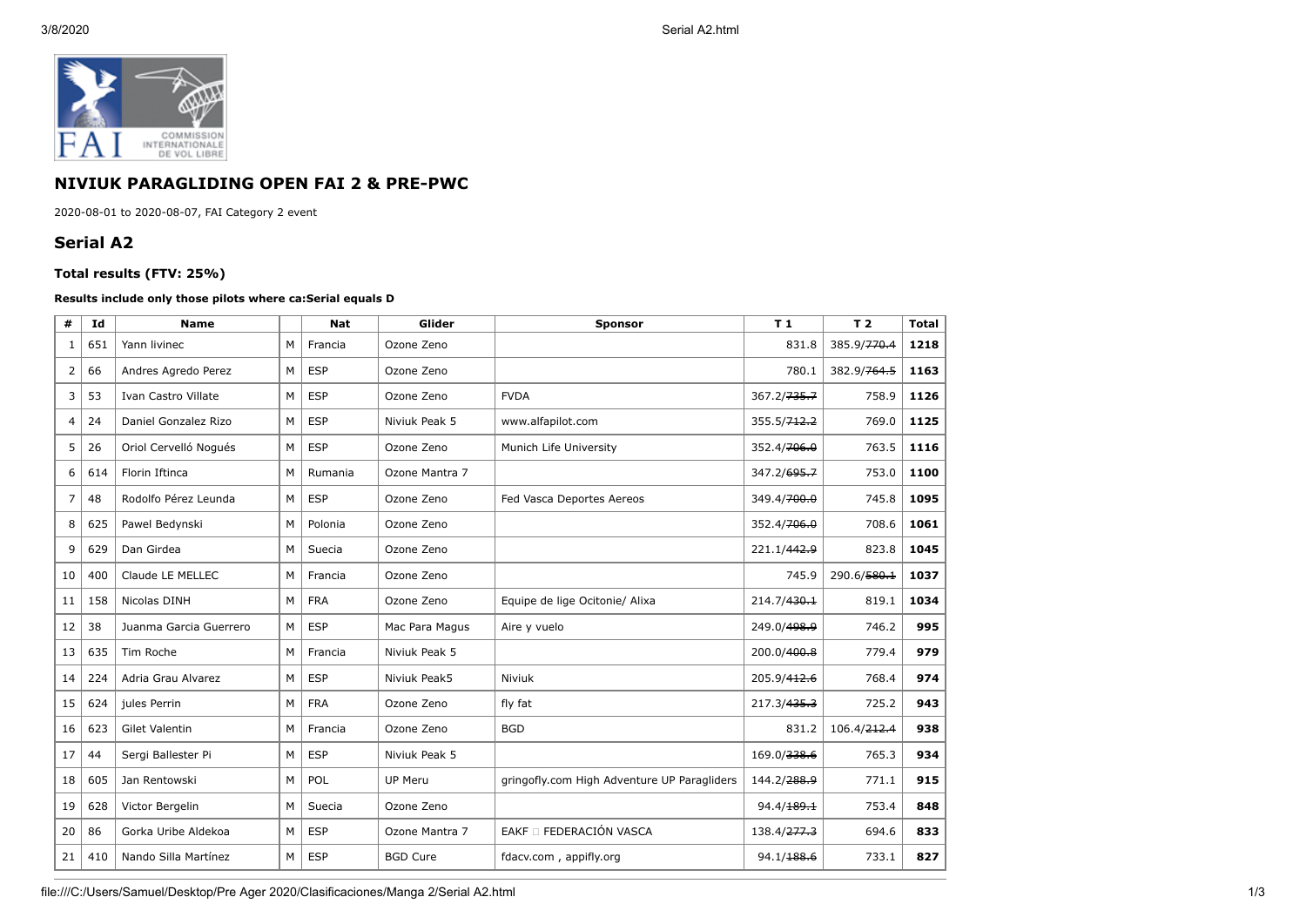## NIVIUK PARAGLIDING OPEN FAI 2 & PRE-PWC

2020-08-01 to 2020-08-07, FAI Category 2 event

## Serial A2

### Total results (FTV: 25%)

**Results include only those pilots where ca:Serial equals D**

| # | Id | Name | | Nat | Glider | Sponsor | T 1 | T 2 | Total |
|---|---|---|---|---|---|---|---|---|---|
| 1 | 651 | Yann livinec | M | Francia | Ozone Zeno | | 831.8 | 385.9/~~770.4~~ | **1218** |
| 2 | 66 | Andres Agredo Perez | M | ESP | Ozone Zeno | | 780.1 | 382.9/~~764.5~~ | **1163** |
| 3 | 53 | Ivan Castro Villate | M | ESP | Ozone Zeno | FVDA | 367.2/~~735.7~~ | 758.9 | **1126** |
| 4 | 24 | Daniel Gonzalez Rizo | M | ESP | Niviuk Peak 5 | www.alfapilot.com | 355.5/~~712.2~~ | 769.0 | **1125** |
| 5 | 26 | Oriol Cervelló Nogués | M | ESP | Ozone Zeno | Munich Life University | 352.4/~~706.0~~ | 763.5 | **1116** |
| 6 | 614 | Florin Iftinca | M | Rumania | Ozone Mantra 7 | | 347.2/~~695.7~~ | 753.0 | **1100** |
| 7 | 48 | Rodolfo Pérez Leunda | M | ESP | Ozone Zeno | Fed Vasca Deportes Aereos | 349.4/~~700.0~~ | 745.8 | **1095** |
| 8 | 625 | Pawel Bedynski | M | Polonia | Ozone Zeno | | 352.4/~~706.0~~ | 708.6 | **1061** |
| 9 | 629 | Dan Girdea | M | Suecia | Ozone Zeno | | 221.1/~~442.9~~ | 823.8 | **1045** |
| 10 | 400 | Claude LE MELLEC | M | Francia | Ozone Zeno | | 745.9 | 290.6/~~580.1~~ | **1037** |
| 11 | 158 | Nicolas DINH | M | FRA | Ozone Zeno | Equipe de lige Ocitonie/ Alixa | 214.7/~~430.1~~ | 819.1 | **1034** |
| 12 | 38 | Juanma Garcia Guerrero | M | ESP | Mac Para Magus | Aire y vuelo | 249.0/~~498.9~~ | 746.2 | **995** |
| 13 | 635 | Tim Roche | M | Francia | Niviuk Peak 5 | | 200.0/~~400.8~~ | 779.4 | **979** |
| 14 | 224 | Adria Grau Alvarez | M | ESP | Niviuk Peak5 | Niviuk | 205.9/~~412.6~~ | 768.4 | **974** |
| 15 | 624 | jules Perrin | M | FRA | Ozone Zeno | fly fat | 217.3/~~435.3~~ | 725.2 | **943** |
| 16 | 623 | Gilet Valentin | M | Francia | Ozone Zeno | BGD | 831.2 | 106.4/~~212.4~~ | **938** |
| 17 | 44 | Sergi Ballester Pi | M | ESP | Niviuk Peak 5 | | 169.0/~~338.6~~ | 765.3 | **934** |
| 18 | 605 | Jan Rentowski | M | POL | UP Meru | gringofly.com High Adventure UP Paragliders | 144.2/~~288.9~~ | 771.1 | **915** |
| 19 | 628 | Victor Bergelin | M | Suecia | Ozone Zeno | | 94.4/~~189.1~~ | 753.4 | **848** |
| 20 | 86 | Gorka Uribe Aldekoa | M | ESP | Ozone Mantra 7 | EAKF □ FEDERACIÓN VASCA | 138.4/~~277.3~~ | 694.6 | **833** |
| 21 | 410 | Nando Silla Martínez | M | ESP | BGD Cure | fdacv.com , appifly.org | 94.1/~~188.6~~ | 733.1 | **827** |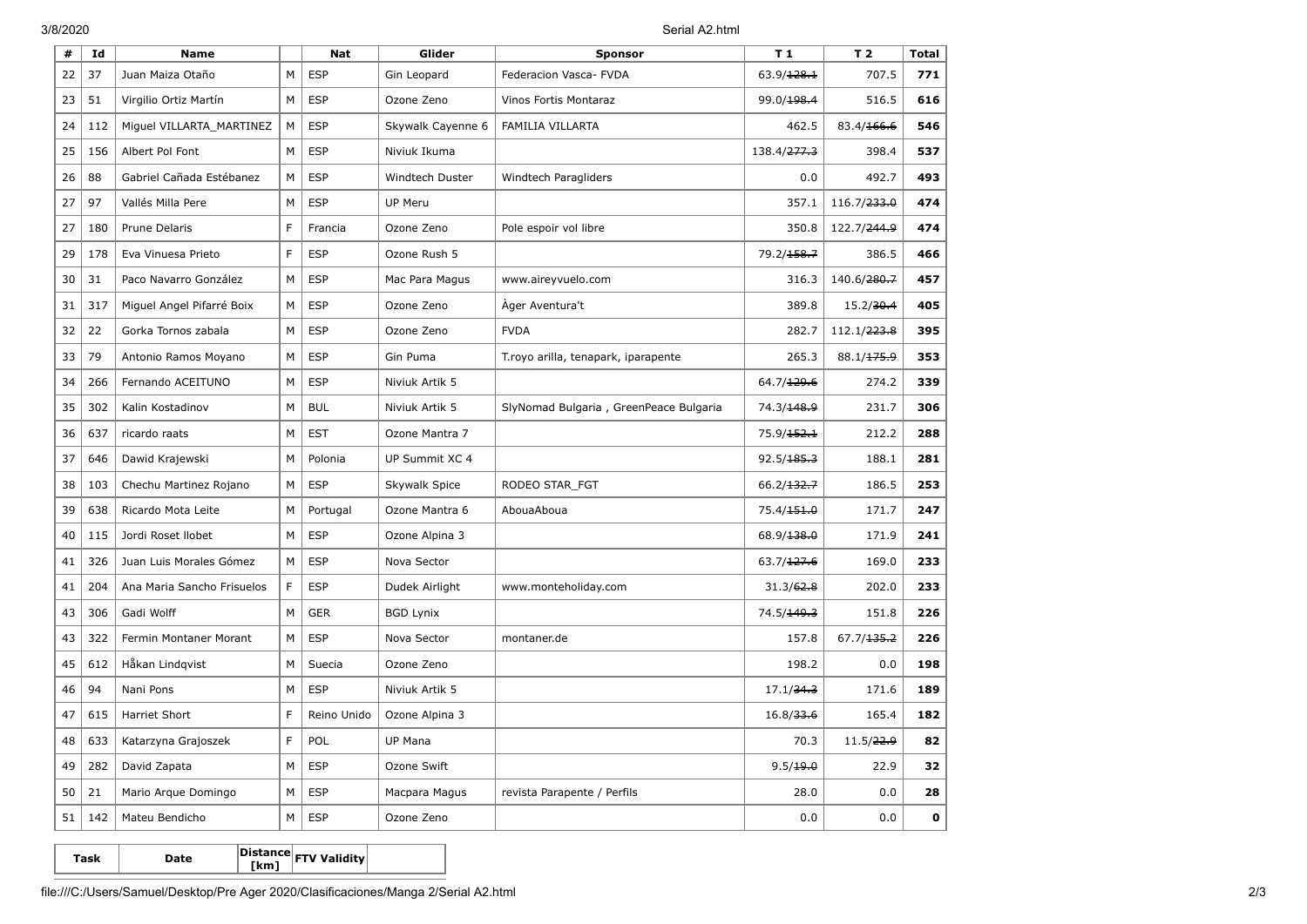| # | Id | Name | | Nat | Glider | Sponsor | T 1 | T 2 | Total |
|---|---|---|---|---|---|---|---|---|---|
| 22 | 37 | Juan Maiza Otaño | M | ESP | Gin Leopard | Federacion Vasca- FVDA | 63.9/~~128.1~~ | 707.5 | **771** |
| 23 | 51 | Virgilio Ortiz Martín | M | ESP | Ozone Zeno | Vinos Fortis Montaraz | 99.0/~~198.4~~ | 516.5 | **616** |
| 24 | 112 | Miguel VILLARTA_MARTINEZ | M | ESP | Skywalk Cayenne 6 | FAMILIA VILLARTA | 462.5 | 83.4/~~166.6~~ | **546** |
| 25 | 156 | Albert Pol Font | M | ESP | Niviuk Ikuma | | 138.4/~~277.3~~ | 398.4 | **537** |
| 26 | 88 | Gabriel Cañada Estébanez | M | ESP | Windtech Duster | Windtech Paragliders | 0.0 | 492.7 | **493** |
| 27 | 97 | Vallés Milla Pere | M | ESP | UP Meru | | 357.1 | 116.7/~~233.0~~ | **474** |
| 27 | 180 | Prune Delaris | F | Francia | Ozone Zeno | Pole espoir vol libre | 350.8 | 122.7/~~244.9~~ | **474** |
| 29 | 178 | Eva Vinuesa Prieto | F | ESP | Ozone Rush 5 | | 79.2/~~158.7~~ | 386.5 | **466** |
| 30 | 31 | Paco Navarro González | M | ESP | Mac Para Magus | www.aireyvuelo.com | 316.3 | 140.6/~~280.7~~ | **457** |
| 31 | 317 | Miguel Angel Pifarré Boix | M | ESP | Ozone Zeno | Àger Aventura't | 389.8 | 15.2/~~30.4~~ | **405** |
| 32 | 22 | Gorka Tornos zabala | M | ESP | Ozone Zeno | FVDA | 282.7 | 112.1/~~223.8~~ | **395** |
| 33 | 79 | Antonio Ramos Moyano | M | ESP | Gin Puma | T.royo arilla, tenapark, iparapente | 265.3 | 88.1/~~175.9~~ | **353** |
| 34 | 266 | Fernando ACEITUNO | M | ESP | Niviuk Artik 5 | | 64.7/~~129.6~~ | 274.2 | **339** |
| 35 | 302 | Kalin Kostadinov | M | BUL | Niviuk Artik 5 | SlyNomad Bulgaria , GreenPeace Bulgaria | 74.3/~~148.9~~ | 231.7 | **306** |
| 36 | 637 | ricardo raats | M | EST | Ozone Mantra 7 | | 75.9/~~152.1~~ | 212.2 | **288** |
| 37 | 646 | Dawid Krajewski | M | Polonia | UP Summit XC 4 | | 92.5/~~185.3~~ | 188.1 | **281** |
| 38 | 103 | Chechu Martinez Rojano | M | ESP | Skywalk Spice | RODEO STAR_FGT | 66.2/~~132.7~~ | 186.5 | **253** |
| 39 | 638 | Ricardo Mota Leite | M | Portugal | Ozone Mantra 6 | AbouaAboua | 75.4/~~151.0~~ | 171.7 | **247** |
| 40 | 115 | Jordi Roset llobet | M | ESP | Ozone Alpina 3 | | 68.9/~~138.0~~ | 171.9 | **241** |
| 41 | 326 | Juan Luis Morales Gómez | M | ESP | Nova Sector | | 63.7/~~127.6~~ | 169.0 | **233** |
| 41 | 204 | Ana Maria Sancho Frisuelos | F | ESP | Dudek Airlight | www.monteholiday.com | 31.3/~~62.8~~ | 202.0 | **233** |
| 43 | 306 | Gadi Wolff | M | GER | BGD Lynix | | 74.5/~~149.3~~ | 151.8 | **226** |
| 43 | 322 | Fermin Montaner Morant | M | ESP | Nova Sector | montaner.de | 157.8 | 67.7/~~135.2~~ | **226** |
| 45 | 612 | Håkan Lindqvist | M | Suecia | Ozone Zeno | | 198.2 | 0.0 | **198** |
| 46 | 94 | Nani Pons | M | ESP | Niviuk Artik 5 | | 17.1/~~34.3~~ | 171.6 | **189** |
| 47 | 615 | Harriet Short | F | Reino Unido | Ozone Alpina 3 | | 16.8/~~33.6~~ | 165.4 | **182** |
| 48 | 633 | Katarzyna Grajoszek | F | POL | UP Mana | | 70.3 | 11.5/~~22.9~~ | **82** |
| 49 | 282 | David Zapata | M | ESP | Ozone Swift | | 9.5/~~19.0~~ | 22.9 | **32** |
| 50 | 21 | Mario Arque Domingo | M | ESP | Macpara Magus | revista Parapente / Perfils | 28.0 | 0.0 | **28** |
| 51 | 142 | Mateu Bendicho | M | ESP | Ozone Zeno | | 0.0 | 0.0 | **0** |

| Task | Date | Distance [km] | FTV Validity | |
|---|---|---|---|---|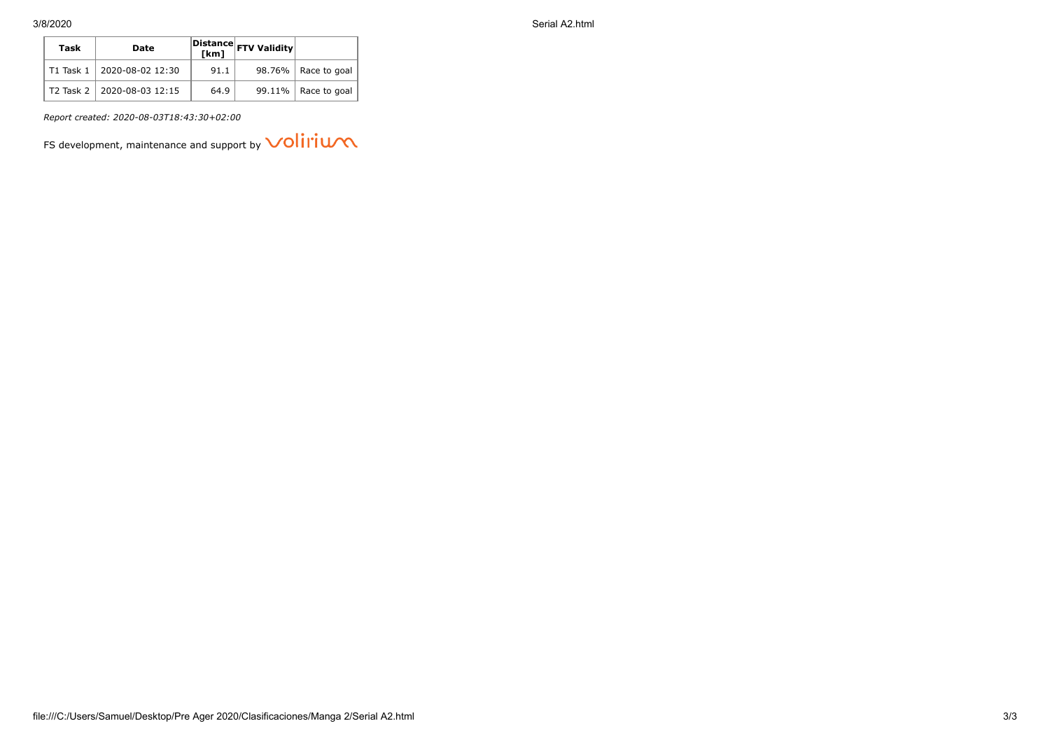| Task | Date | Distance [km] | FTV Validity | |
|---|---|---|---|---|
| T1 Task 1 | 2020-08-02 12:30 | 91.1 | 98.76% | Race to goal |
| T2 Task 2 | 2020-08-03 12:15 | 64.9 | 99.11% | Race to goal |

*Report created: 2020-08-03T18:43:30+02:00*

FS development, maintenance and support by volirium